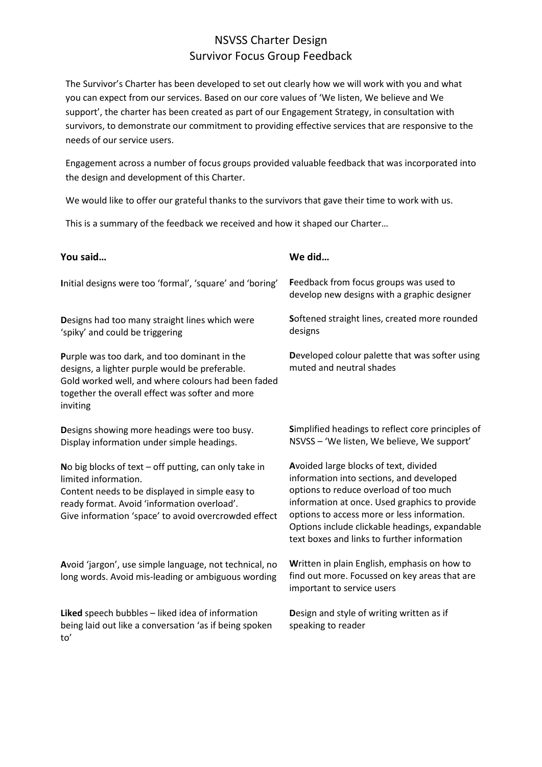# NSVSS Charter Design
## Survivor Focus Group Feedback

The Survivor's Charter has been developed to set out clearly how we will work with you and what you can expect from our services. Based on our core values of 'We listen, We believe and We support', the charter has been created as part of our Engagement Strategy, in consultation with survivors, to demonstrate our commitment to providing effective services that are responsive to the needs of our service users.

Engagement across a number of focus groups provided valuable feedback that was incorporated into the design and development of this Charter.

We would like to offer our grateful thanks to the survivors that gave their time to work with us.

This is a summary of the feedback we received and how it shaped our Charter…

| **You said…** | **We did…** |
| --- | --- |
| **I**nitial designs were too 'formal', 'square' and 'boring' | **F**eedback from focus groups was used to develop new designs with a graphic designer |
| **D**esigns had too many straight lines which were 'spiky' and could be triggering | **S**oftened straight lines, created more rounded designs |
| **P**urple was too dark, and too dominant in the designs, a lighter purple would be preferable. Gold worked well, and where colours had been faded together the overall effect was softer and more inviting | **D**eveloped colour palette that was softer using muted and neutral shades |
| **D**esigns showing more headings were too busy. Display information under simple headings. | **S**implified headings to reflect core principles of NSVSS – 'We listen, We believe, We support' |
| **N**o big blocks of text – off putting, can only take in limited information. Content needs to be displayed in simple easy to ready format. Avoid 'information overload'. Give information 'space' to avoid overcrowded effect | **A**voided large blocks of text, divided information into sections, and developed options to reduce overload of too much information at once. Used graphics to provide options to access more or less information. Options include clickable headings, expandable text boxes and links to further information |
| **A**void 'jargon', use simple language, not technical, no long words. Avoid mis-leading or ambiguous wording | **W**ritten in plain English, emphasis on how to find out more. Focussed on key areas that are important to service users |
| **Liked** speech bubbles – liked idea of information being laid out like a conversation 'as if being spoken to' | **D**esign and style of writing written as if speaking to reader |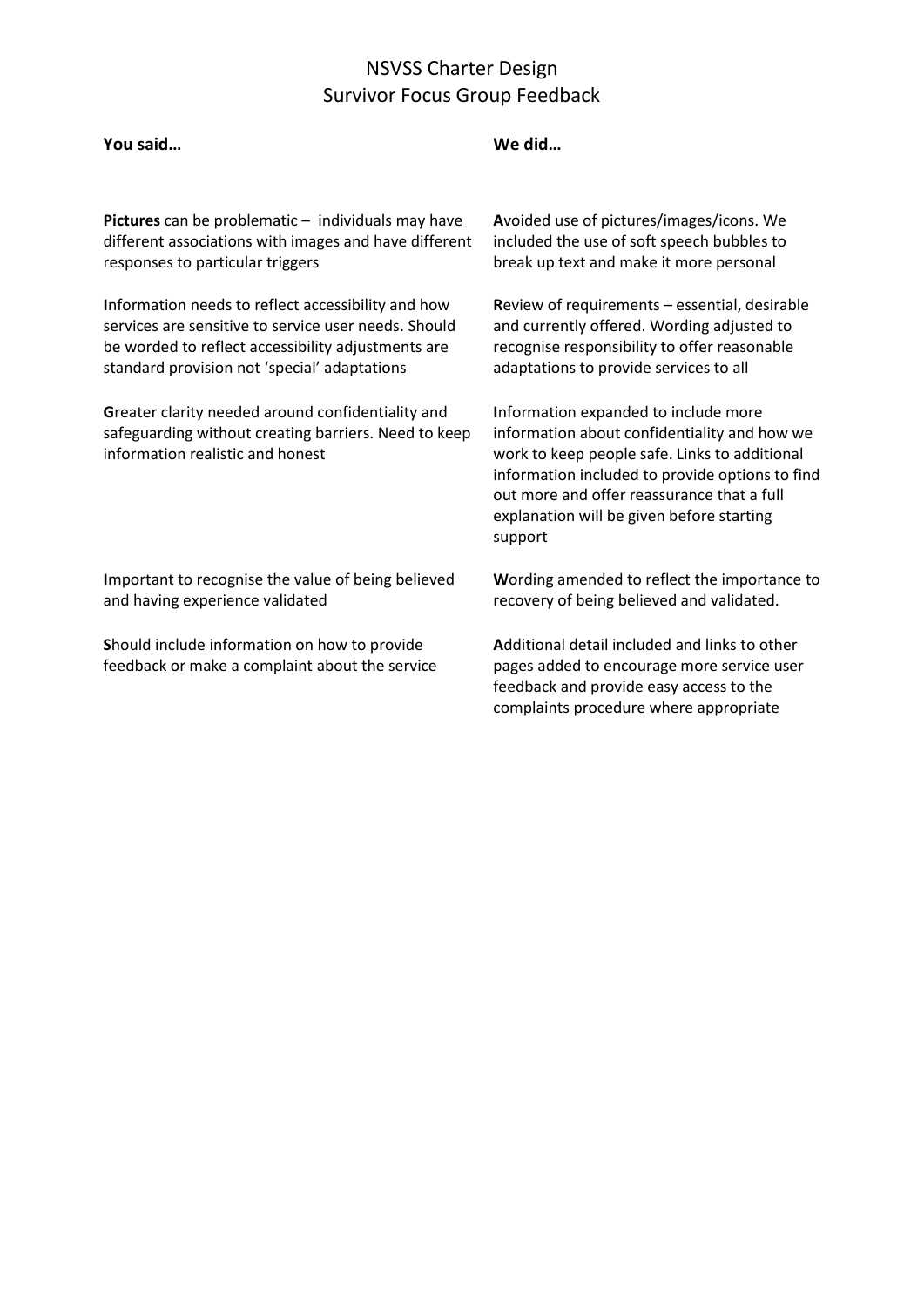# NSVSS Charter Design
## Survivor Focus Group Feedback

| You said… | We did… |
| --- | --- |
| **Pictures** can be problematic – individuals may have different associations with images and have different responses to particular triggers | **A**voided use of pictures/images/icons. We included the use of soft speech bubbles to break up text and make it more personal |
| **I**nformation needs to reflect accessibility and how services are sensitive to service user needs. Should be worded to reflect accessibility adjustments are standard provision not 'special' adaptations | **R**eview of requirements – essential, desirable and currently offered. Wording adjusted to recognise responsibility to offer reasonable adaptations to provide services to all |
| **G**reater clarity needed around confidentiality and safeguarding without creating barriers. Need to keep information realistic and honest | **I**nformation expanded to include more information about confidentiality and how we work to keep people safe. Links to additional information included to provide options to find out more and offer reassurance that a full explanation will be given before starting support |
| **I**mportant to recognise the value of being believed and having experience validated | **W**ording amended to reflect the importance to recovery of being believed and validated. |
| **S**hould include information on how to provide feedback or make a complaint about the service | **A**dditional detail included and links to other pages added to encourage more service user feedback and provide easy access to the complaints procedure where appropriate |